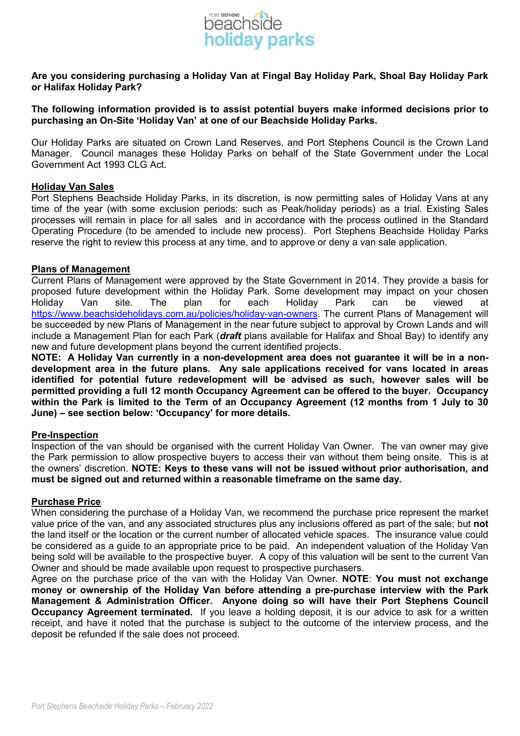Port Stephens beachside holiday parks

**Are you considering purchasing a Holiday Van at Fingal Bay Holiday Park, Shoal Bay Holiday Park or Halifax Holiday Park?**

**The following information provided is to assist potential buyers make informed decisions prior to purchasing an On-Site 'Holiday Van' at one of our Beachside Holiday Parks.**

Our Holiday Parks are situated on Crown Land Reserves, and Port Stephens Council is the Crown Land Manager. Council manages these Holiday Parks on behalf of the State Government under the Local Government Act 1993 CLG Act.

## Holiday Van Sales

Port Stephens Beachside Holiday Parks, in its discretion, is now permitting sales of Holiday Vans at any time of the year (with some exclusion periods: such as Peak/holiday periods) as a trial. Existing Sales processes will remain in place for all sales and in accordance with the process outlined in the Standard Operating Procedure (to be amended to include new process). Port Stephens Beachside Holiday Parks reserve the right to review this process at any time, and to approve or deny a van sale application.

## Plans of Management

Current Plans of Management were approved by the State Government in 2014. They provide a basis for proposed future development within the Holiday Park. Some development may impact on your chosen Holiday Van site. The plan for each Holiday Park can be viewed at https://www.beachsideholidays.com.au/policies/holiday-van-owners. The current Plans of Management will be succeeded by new Plans of Management in the near future subject to approval by Crown Lands and will include a Management Plan for each Park (***draft*** plans available for Halifax and Shoal Bay) to identify any new and future development plans beyond the current identified projects.

**NOTE: A Holiday Van currently in a non-development area does not guarantee it will be in a non-development area in the future plans. Any sale applications received for vans located in areas identified for potential future redevelopment will be advised as such, however sales will be permitted providing a full 12 month Occupancy Agreement can be offered to the buyer. Occupancy within the Park is limited to the Term of an Occupancy Agreement (12 months from 1 July to 30 June) – see section below: 'Occupancy' for more details.**

## Pre-Inspection

Inspection of the van should be organised with the current Holiday Van Owner. The van owner may give the Park permission to allow prospective buyers to access their van without them being onsite. This is at the owners' discretion. **NOTE: Keys to these vans will not be issued without prior authorisation, and must be signed out and returned within a reasonable timeframe on the same day.**

## Purchase Price

When considering the purchase of a Holiday Van, we recommend the purchase price represent the market value price of the van, and any associated structures plus any inclusions offered as part of the sale; but **not** the land itself or the location or the current number of allocated vehicle spaces. The insurance value could be considered as a guide to an appropriate price to be paid. An independent valuation of the Holiday Van being sold will be available to the prospective buyer. A copy of this valuation will be sent to the current Van Owner and should be made available upon request to prospective purchasers.

Agree on the purchase price of the van with the Holiday Van Owner. **NOTE**: **You must not exchange money or ownership of the Holiday Van before attending a pre-purchase interview with the Park Management & Administration Officer. Anyone doing so will have their Port Stephens Council Occupancy Agreement terminated.** If you leave a holding deposit, it is our advice to ask for a written receipt, and have it noted that the purchase is subject to the outcome of the interview process, and the deposit be refunded if the sale does not proceed.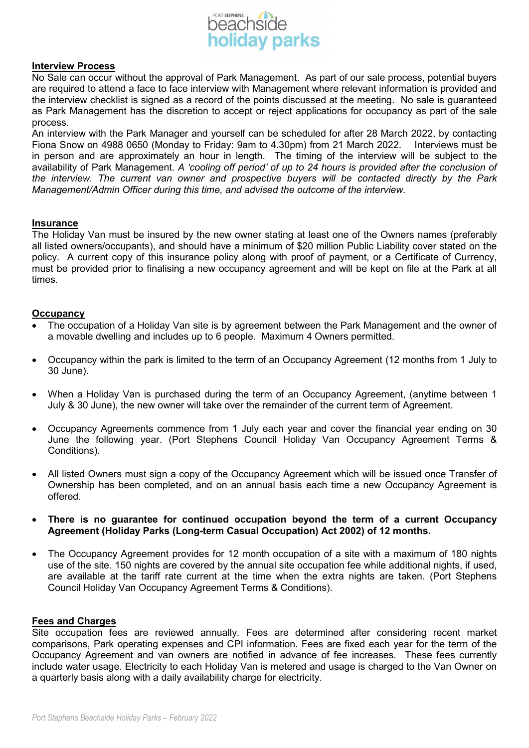## Interview Process

No Sale can occur without the approval of Park Management. As part of our sale process, potential buyers are required to attend a face to face interview with Management where relevant information is provided and the interview checklist is signed as a record of the points discussed at the meeting. No sale is guaranteed as Park Management has the discretion to accept or reject applications for occupancy as part of the sale process.

An interview with the Park Manager and yourself can be scheduled for after 28 March 2022, by contacting Fiona Snow on 4988 0650 (Monday to Friday: 9am to 4.30pm) from 21 March 2022. Interviews must be in person and are approximately an hour in length. The timing of the interview will be subject to the availability of Park Management. *A 'cooling off period' of up to 24 hours is provided after the conclusion of the interview. The current van owner and prospective buyers will be contacted directly by the Park Management/Admin Officer during this time, and advised the outcome of the interview.*

## Insurance

The Holiday Van must be insured by the new owner stating at least one of the Owners names (preferably all listed owners/occupants), and should have a minimum of $20 million Public Liability cover stated on the policy. A current copy of this insurance policy along with proof of payment, or a Certificate of Currency, must be provided prior to finalising a new occupancy agreement and will be kept on file at the Park at all times.

## Occupancy

- The occupation of a Holiday Van site is by agreement between the Park Management and the owner of a movable dwelling and includes up to 6 people. Maximum 4 Owners permitted.
- Occupancy within the park is limited to the term of an Occupancy Agreement (12 months from 1 July to 30 June).
- When a Holiday Van is purchased during the term of an Occupancy Agreement, (anytime between 1 July & 30 June), the new owner will take over the remainder of the current term of Agreement.
- Occupancy Agreements commence from 1 July each year and cover the financial year ending on 30 June the following year. (Port Stephens Council Holiday Van Occupancy Agreement Terms & Conditions).
- All listed Owners must sign a copy of the Occupancy Agreement which will be issued once Transfer of Ownership has been completed, and on an annual basis each time a new Occupancy Agreement is offered.
- **There is no guarantee for continued occupation beyond the term of a current Occupancy Agreement (Holiday Parks (Long-term Casual Occupation) Act 2002) of 12 months.**
- The Occupancy Agreement provides for 12 month occupation of a site with a maximum of 180 nights use of the site. 150 nights are covered by the annual site occupation fee while additional nights, if used, are available at the tariff rate current at the time when the extra nights are taken. (Port Stephens Council Holiday Van Occupancy Agreement Terms & Conditions).

## Fees and Charges

Site occupation fees are reviewed annually. Fees are determined after considering recent market comparisons, Park operating expenses and CPI information. Fees are fixed each year for the term of the Occupancy Agreement and van owners are notified in advance of fee increases. These fees currently include water usage. Electricity to each Holiday Van is metered and usage is charged to the Van Owner on a quarterly basis along with a daily availability charge for electricity.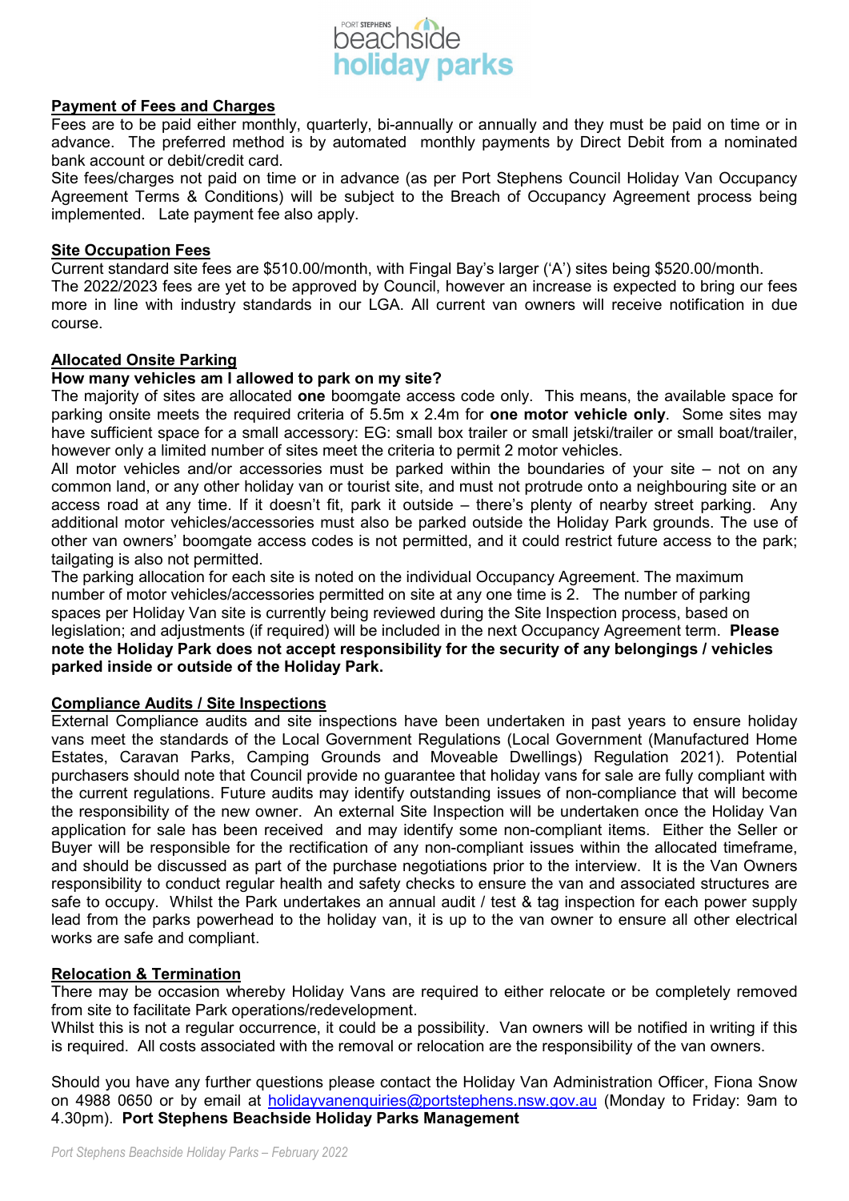## Payment of Fees and Charges

Fees are to be paid either monthly, quarterly, bi-annually or annually and they must be paid on time or in advance. The preferred method is by automated monthly payments by Direct Debit from a nominated bank account or debit/credit card.

Site fees/charges not paid on time or in advance (as per Port Stephens Council Holiday Van Occupancy Agreement Terms & Conditions) will be subject to the Breach of Occupancy Agreement process being implemented. Late payment fee also apply.

## Site Occupation Fees

Current standard site fees are $510.00/month, with Fingal Bay's larger ('A') sites being $520.00/month.

The 2022/2023 fees are yet to be approved by Council, however an increase is expected to bring our fees more in line with industry standards in our LGA. All current van owners will receive notification in due course.

## Allocated Onsite Parking

**How many vehicles am I allowed to park on my site?**

The majority of sites are allocated **one** boomgate access code only. This means, the available space for parking onsite meets the required criteria of 5.5m x 2.4m for **one motor vehicle only**. Some sites may have sufficient space for a small accessory: EG: small box trailer or small jetski/trailer or small boat/trailer, however only a limited number of sites meet the criteria to permit 2 motor vehicles.

All motor vehicles and/or accessories must be parked within the boundaries of your site – not on any common land, or any other holiday van or tourist site, and must not protrude onto a neighbouring site or an access road at any time. If it doesn't fit, park it outside – there's plenty of nearby street parking. Any additional motor vehicles/accessories must also be parked outside the Holiday Park grounds. The use of other van owners' boomgate access codes is not permitted, and it could restrict future access to the park; tailgating is also not permitted.

The parking allocation for each site is noted on the individual Occupancy Agreement. The maximum number of motor vehicles/accessories permitted on site at any one time is 2. The number of parking spaces per Holiday Van site is currently being reviewed during the Site Inspection process, based on legislation; and adjustments (if required) will be included in the next Occupancy Agreement term. **Please note the Holiday Park does not accept responsibility for the security of any belongings / vehicles parked inside or outside of the Holiday Park.**

## Compliance Audits / Site Inspections

External Compliance audits and site inspections have been undertaken in past years to ensure holiday vans meet the standards of the Local Government Regulations (Local Government (Manufactured Home Estates, Caravan Parks, Camping Grounds and Moveable Dwellings) Regulation 2021). Potential purchasers should note that Council provide no guarantee that holiday vans for sale are fully compliant with the current regulations. Future audits may identify outstanding issues of non-compliance that will become the responsibility of the new owner. An external Site Inspection will be undertaken once the Holiday Van application for sale has been received and may identify some non-compliant items. Either the Seller or Buyer will be responsible for the rectification of any non-compliant issues within the allocated timeframe, and should be discussed as part of the purchase negotiations prior to the interview. It is the Van Owners responsibility to conduct regular health and safety checks to ensure the van and associated structures are safe to occupy. Whilst the Park undertakes an annual audit / test & tag inspection for each power supply lead from the parks powerhead to the holiday van, it is up to the van owner to ensure all other electrical works are safe and compliant.

## Relocation & Termination

There may be occasion whereby Holiday Vans are required to either relocate or be completely removed from site to facilitate Park operations/redevelopment.

Whilst this is not a regular occurrence, it could be a possibility. Van owners will be notified in writing if this is required. All costs associated with the removal or relocation are the responsibility of the van owners.

Should you have any further questions please contact the Holiday Van Administration Officer, Fiona Snow on 4988 0650 or by email at holidayvanenquiries@portstephens.nsw.gov.au (Monday to Friday: 9am to 4.30pm). **Port Stephens Beachside Holiday Parks Management**